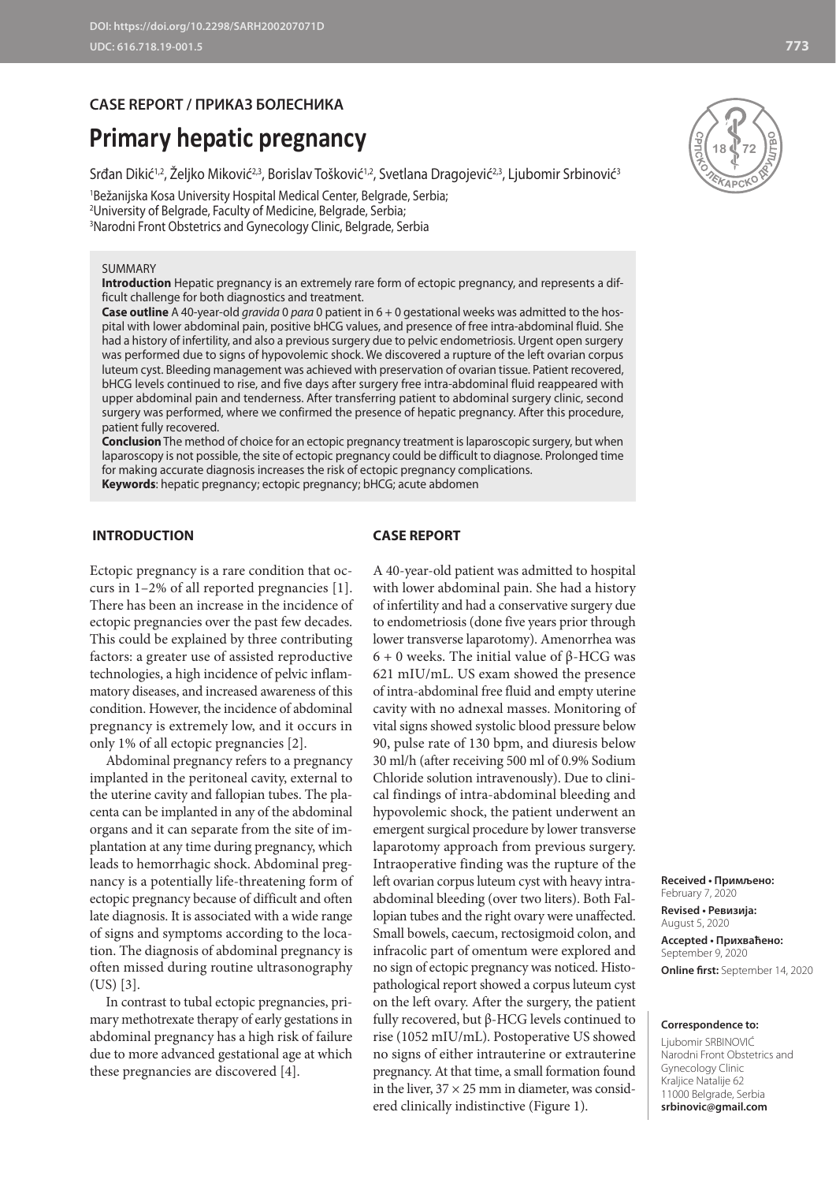DOI: https://doi.org/10.2298/SARH200207071D
UDC: 616.718.19-001.5

**CASE REPORT / ПРИКАЗ БОЛЕСНИКА**

# Primary hepatic pregnancy

Srđan Dikić[1,2], Željko Miković[2,3], Borislav Tošković[1,2], Svetlana Dragojević[2,3], Ljubomir Srbinović[3]

[1]Bežanijska Kosa University Hospital Medical Center, Belgrade, Serbia;
[2]University of Belgrade, Faculty of Medicine, Belgrade, Serbia;
[3]Narodni Front Obstetrics and Gynecology Clinic, Belgrade, Serbia

SUMMARY

**Introduction** Hepatic pregnancy is an extremely rare form of ectopic pregnancy, and represents a difficult challenge for both diagnostics and treatment.

**Case outline** A 40-year-old *gravida* 0 *para* 0 patient in 6 + 0 gestational weeks was admitted to the hospital with lower abdominal pain, positive bHCG values, and presence of free intra-abdominal fluid. She had a history of infertility, and also a previous surgery due to pelvic endometriosis. Urgent open surgery was performed due to signs of hypovolemic shock. We discovered a rupture of the left ovarian corpus luteum cyst. Bleeding management was achieved with preservation of ovarian tissue. Patient recovered, bHCG levels continued to rise, and five days after surgery free intra-abdominal fluid reappeared with upper abdominal pain and tenderness. After transferring patient to abdominal surgery clinic, second surgery was performed, where we confirmed the presence of hepatic pregnancy. After this procedure, patient fully recovered.

**Conclusion** The method of choice for an ectopic pregnancy treatment is laparoscopic surgery, but when laparoscopy is not possible, the site of ectopic pregnancy could be difficult to diagnose. Prolonged time for making accurate diagnosis increases the risk of ectopic pregnancy complications.

**Keywords**: hepatic pregnancy; ectopic pregnancy; bHCG; acute abdomen

## INTRODUCTION

Ectopic pregnancy is a rare condition that occurs in 1–2% of all reported pregnancies [1]. There has been an increase in the incidence of ectopic pregnancies over the past few decades. This could be explained by three contributing factors: a greater use of assisted reproductive technologies, a high incidence of pelvic inflammatory diseases, and increased awareness of this condition. However, the incidence of abdominal pregnancy is extremely low, and it occurs in only 1% of all ectopic pregnancies [2].

Abdominal pregnancy refers to a pregnancy implanted in the peritoneal cavity, external to the uterine cavity and fallopian tubes. The placenta can be implanted in any of the abdominal organs and it can separate from the site of implantation at any time during pregnancy, which leads to hemorrhagic shock. Abdominal pregnancy is a potentially life-threatening form of ectopic pregnancy because of difficult and often late diagnosis. It is associated with a wide range of signs and symptoms according to the location. The diagnosis of abdominal pregnancy is often missed during routine ultrasonography (US) [3].

In contrast to tubal ectopic pregnancies, primary methotrexate therapy of early gestations in abdominal pregnancy has a high risk of failure due to more advanced gestational age at which these pregnancies are discovered [4].

## CASE REPORT

A 40-year-old patient was admitted to hospital with lower abdominal pain. She had a history of infertility and had a conservative surgery due to endometriosis (done five years prior through lower transverse laparotomy). Amenorrhea was 6 + 0 weeks. The initial value of β-HCG was 621 mIU/mL. US exam showed the presence of intra-abdominal free fluid and empty uterine cavity with no adnexal masses. Monitoring of vital signs showed systolic blood pressure below 90, pulse rate of 130 bpm, and diuresis below 30 ml/h (after receiving 500 ml of 0.9% Sodium Chloride solution intravenously). Due to clinical findings of intra-abdominal bleeding and hypovolemic shock, the patient underwent an emergent surgical procedure by lower transverse laparotomy approach from previous surgery. Intraoperative finding was the rupture of the left ovarian corpus luteum cyst with heavy intra-abdominal bleeding (over two liters). Both Fallopian tubes and the right ovary were unaffected. Small bowels, caecum, rectosigmoid colon, and infracolic part of omentum were explored and no sign of ectopic pregnancy was noticed. Histopathological report showed a corpus luteum cyst on the left ovary. After the surgery, the patient fully recovered, but β-HCG levels continued to rise (1052 mIU/mL). Postoperative US showed no signs of either intrauterine or extrauterine pregnancy. At that time, a small formation found in the liver, 37 × 25 mm in diameter, was considered clinically indistinctive (Figure 1).

**Received • Примљено:** February 7, 2020
**Revised • Ревизија:** August 5, 2020
**Accepted • Прихваћено:** September 9, 2020
**Online first:** September 14, 2020

**Correspondence to:**
Ljubomir SRBINOVIĆ
Narodni Front Obstetrics and Gynecology Clinic
Kraljice Natalije 62
11000 Belgrade, Serbia
**srbinovic@gmail.com**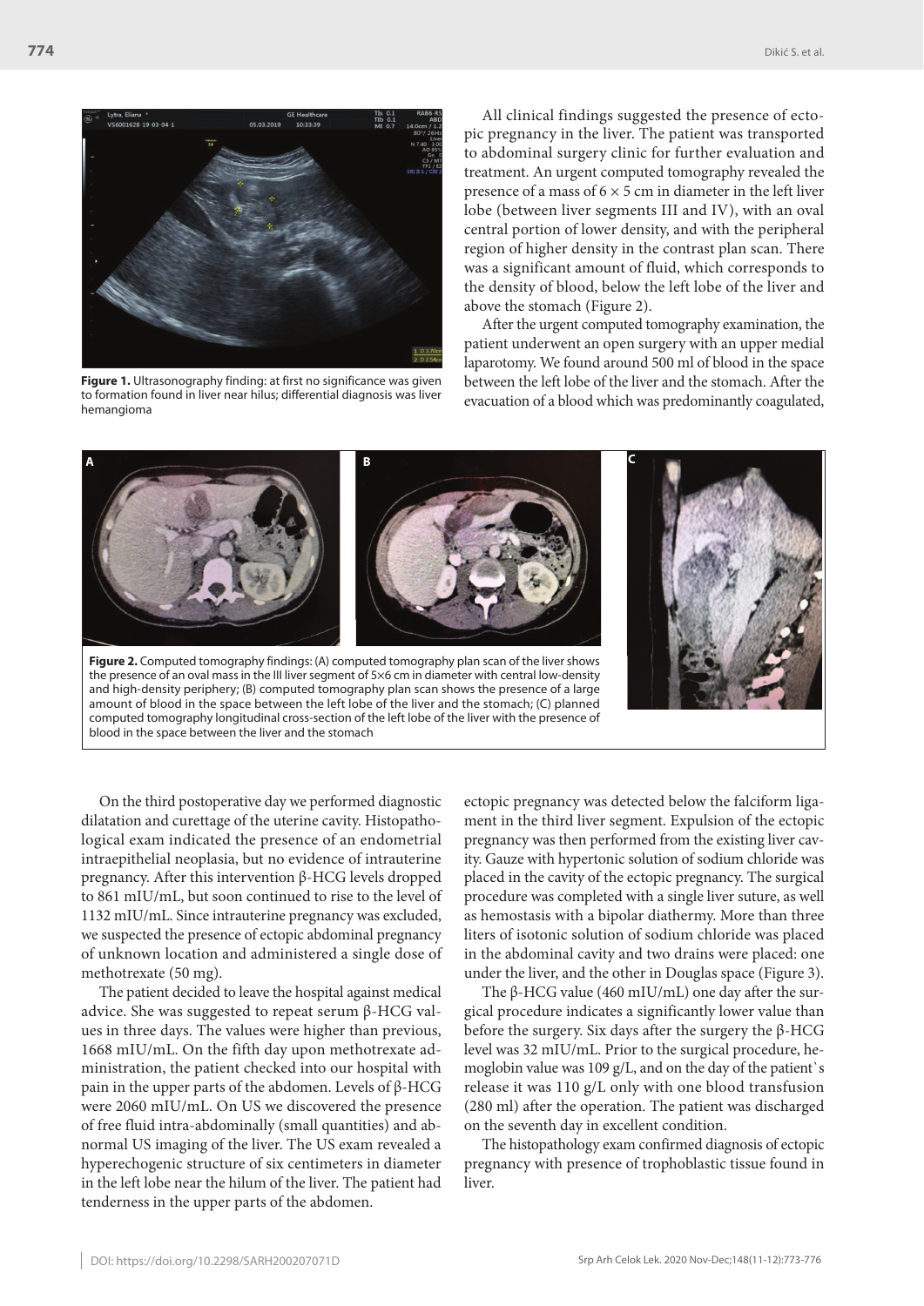**Figure 1.** Ultrasonography finding: at first no significance was given to formation found in liver near hilus; differential diagnosis was liver hemangioma

All clinical findings suggested the presence of ectopic pregnancy in the liver. The patient was transported to abdominal surgery clinic for further evaluation and treatment. An urgent computed tomography revealed the presence of a mass of 6 × 5 cm in diameter in the left liver lobe (between liver segments III and IV), with an oval central portion of lower density, and with the peripheral region of higher density in the contrast plan scan. There was a significant amount of fluid, which corresponds to the density of blood, below the left lobe of the liver and above the stomach (Figure 2).

After the urgent computed tomography examination, the patient underwent an open surgery with an upper medial laparotomy. We found around 500 ml of blood in the space between the left lobe of the liver and the stomach. After the evacuation of a blood which was predominantly coagulated, ectopic pregnancy was detected below the falciform ligament in the third liver segment. Expulsion of the ectopic pregnancy was then performed from the existing liver cavity. Gauze with hypertonic solution of sodium chloride was placed in the cavity of the ectopic pregnancy. The surgical procedure was completed with a single liver suture, as well as hemostasis with a bipolar diathermy. More than three liters of isotonic solution of sodium chloride was placed in the abdominal cavity and two drains were placed: one under the liver, and the other in Douglas space (Figure 3).

The β-HCG value (460 mIU/mL) one day after the surgical procedure indicates a significantly lower value than before the surgery. Six days after the surgery the β-HCG level was 32 mIU/mL. Prior to the surgical procedure, hemoglobin value was 109 g/L, and on the day of the patient`s release it was 110 g/L only with one blood transfusion (280 ml) after the operation. The patient was discharged on the seventh day in excellent condition.

The histopathology exam confirmed diagnosis of ectopic pregnancy with presence of trophoblastic tissue found in liver.

**Figure 2.** Computed tomography findings: (A) computed tomography plan scan of the liver shows the presence of an oval mass in the III liver segment of 5×6 cm in diameter with central low-density and high-density periphery; (B) computed tomography plan scan shows the presence of a large amount of blood in the space between the left lobe of the liver and the stomach; (C) planned computed tomography longitudinal cross-section of the left lobe of the liver with the presence of blood in the space between the liver and the stomach

On the third postoperative day we performed diagnostic dilatation and curettage of the uterine cavity. Histopathological exam indicated the presence of an endometrial intraepithelial neoplasia, but no evidence of intrauterine pregnancy. After this intervention β-HCG levels dropped to 861 mIU/mL, but soon continued to rise to the level of 1132 mIU/mL. Since intrauterine pregnancy was excluded, we suspected the presence of ectopic abdominal pregnancy of unknown location and administered a single dose of methotrexate (50 mg).

The patient decided to leave the hospital against medical advice. She was suggested to repeat serum β-HCG values in three days. The values were higher than previous, 1668 mIU/mL. On the fifth day upon methotrexate administration, the patient checked into our hospital with pain in the upper parts of the abdomen. Levels of β-HCG were 2060 mIU/mL. On US we discovered the presence of free fluid intra-abdominally (small quantities) and abnormal US imaging of the liver. The US exam revealed a hyperechogenic structure of six centimeters in diameter in the left lobe near the hilum of the liver. The patient had tenderness in the upper parts of the abdomen.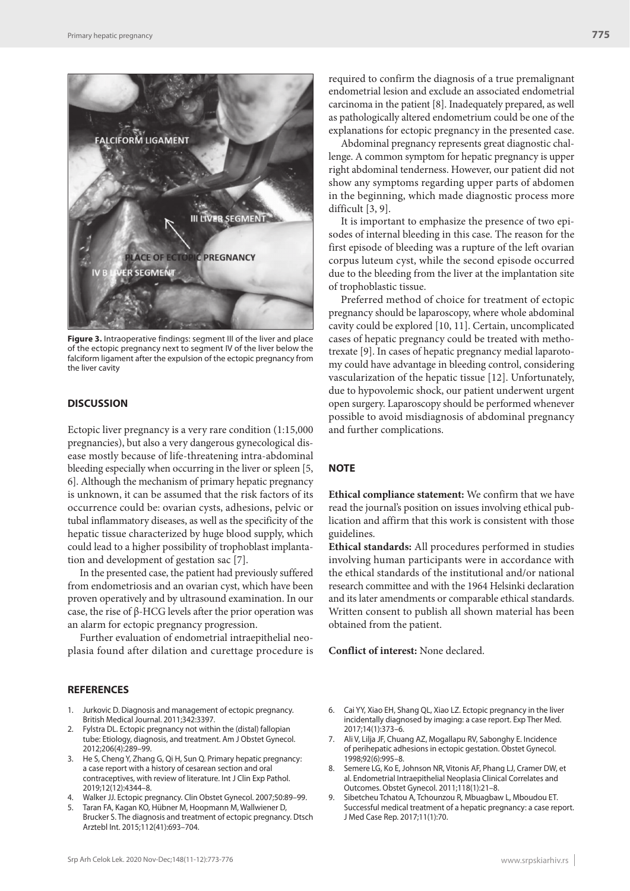Figure 3. Intraoperative findings: segment III of the liver and place of the ectopic pregnancy next to segment IV of the liver below the falciform ligament after the expulsion of the ectopic pregnancy from the liver cavity

## DISCUSSION

Ectopic liver pregnancy is a very rare condition (1:15,000 pregnancies), but also a very dangerous gynecological disease mostly because of life-threatening intra-abdominal bleeding especially when occurring in the liver or spleen [5, 6]. Although the mechanism of primary hepatic pregnancy is unknown, it can be assumed that the risk factors of its occurrence could be: ovarian cysts, adhesions, pelvic or tubal inflammatory diseases, as well as the specificity of the hepatic tissue characterized by huge blood supply, which could lead to a higher possibility of trophoblast implantation and development of gestation sac [7].

In the presented case, the patient had previously suffered from endometriosis and an ovarian cyst, which have been proven operatively and by ultrasound examination. In our case, the rise of β-HCG levels after the prior operation was an alarm for ectopic pregnancy progression.

Further evaluation of endometrial intraepithelial neoplasia found after dilation and curettage procedure is required to confirm the diagnosis of a true premalignant endometrial lesion and exclude an associated endometrial carcinoma in the patient [8]. Inadequately prepared, as well as pathologically altered endometrium could be one of the explanations for ectopic pregnancy in the presented case.

Abdominal pregnancy represents great diagnostic challenge. A common symptom for hepatic pregnancy is upper right abdominal tenderness. However, our patient did not show any symptoms regarding upper parts of abdomen in the beginning, which made diagnostic process more difficult [3, 9].

It is important to emphasize the presence of two episodes of internal bleeding in this case. The reason for the first episode of bleeding was a rupture of the left ovarian corpus luteum cyst, while the second episode occurred due to the bleeding from the liver at the implantation site of trophoblastic tissue.

Preferred method of choice for treatment of ectopic pregnancy should be laparoscopy, where whole abdominal cavity could be explored [10, 11]. Certain, uncomplicated cases of hepatic pregnancy could be treated with methotrexate [9]. In cases of hepatic pregnancy medial laparotomy could have advantage in bleeding control, considering vascularization of the hepatic tissue [12]. Unfortunately, due to hypovolemic shock, our patient underwent urgent open surgery. Laparoscopy should be performed whenever possible to avoid misdiagnosis of abdominal pregnancy and further complications.

## NOTE

**Ethical compliance statement:** We confirm that we have read the journal's position on issues involving ethical publication and affirm that this work is consistent with those guidelines.

**Ethical standards:** All procedures performed in studies involving human participants were in accordance with the ethical standards of the institutional and/or national research committee and with the 1964 Helsinki declaration and its later amendments or comparable ethical standards. Written consent to publish all shown material has been obtained from the patient.

**Conflict of interest:** None declared.

## REFERENCES

1. Jurkovic D. Diagnosis and management of ectopic pregnancy. British Medical Journal. 2011;342:3397.
2. Fylstra DL. Ectopic pregnancy not within the (distal) fallopian tube: Etiology, diagnosis, and treatment. Am J Obstet Gynecol. 2012;206(4):289–99.
3. He S, Cheng Y, Zhang G, Qi H, Sun Q. Primary hepatic pregnancy: a case report with a history of cesarean section and oral contraceptives, with review of literature. Int J Clin Exp Pathol. 2019;12(12):4344–8.
4. Walker JJ. Ectopic pregnancy. Clin Obstet Gynecol. 2007;50:89–99.
5. Taran FA, Kagan KO, Hübner M, Hoopmann M, Wallwiener D, Brucker S. The diagnosis and treatment of ectopic pregnancy. Dtsch Arztebl Int. 2015;112(41):693–704.
6. Cai YY, Xiao EH, Shang QL, Xiao LZ. Ectopic pregnancy in the liver incidentally diagnosed by imaging: a case report. Exp Ther Med. 2017;14(1):373–6.
7. Ali V, Lilja JF, Chuang AZ, Mogallapu RV, Sabonghy E. Incidence of perihepatic adhesions in ectopic gestation. Obstet Gynecol. 1998;92(6):995–8.
8. Semere LG, Ko E, Johnson NR, Vitonis AF, Phang LJ, Cramer DW, et al. Endometrial Intraepithelial Neoplasia Clinical Correlates and Outcomes. Obstet Gynecol. 2011;118(1):21–8.
9. Sibetcheu Tchatou A, Tchounzou R, Mbuagbaw L, Mboudou ET. Successful medical treatment of a hepatic pregnancy: a case report. J Med Case Rep. 2017;11(1):70.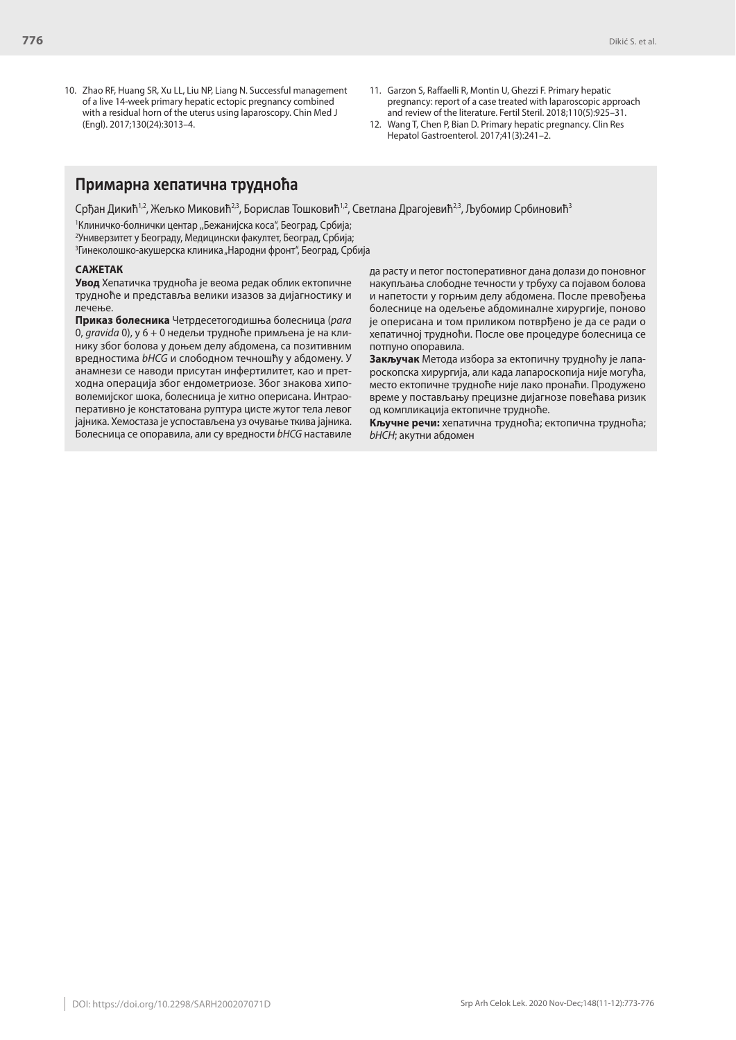10. Zhao RF, Huang SR, Xu LL, Liu NP, Liang N. Successful management of a live 14-week primary hepatic ectopic pregnancy combined with a residual horn of the uterus using laparoscopy. Chin Med J (Engl). 2017;130(24):3013–4.
11. Garzon S, Raffaelli R, Montin U, Ghezzi F. Primary hepatic pregnancy: report of a case treated with laparoscopic approach and review of the literature. Fertil Steril. 2018;110(5):925–31.
12. Wang T, Chen P, Bian D. Primary hepatic pregnancy. Clin Res Hepatol Gastroenterol. 2017;41(3):241–2.

## Примарна хепатична трудноћа

Срђан Дикић[1,2], Жељко Миковић[2,3], Борислав Тошковић[1,2], Светлана Драгојевић[2,3], Љубомир Србиновић[3]

[1]Клиничко-болнички центар „Бежанијска коса", Београд, Србија;
[2]Универзитет у Београду, Медицински факултет, Београд, Србија;
[3]Гинеколошко-акушерска клиника „Народни фронт", Београд, Србија

**САЖЕТАК**

**Увод** Хепатичка трудноћа је веома редак облик ектопичне трудноће и представља велики изазов за дијагностику и лечење.

**Приказ болесника** Четрдесетогодишња болесница (*para* 0, *gravida* 0), у 6 + 0 недељи трудноће примљена је на клинику због болова у доњем делу абдомена, са позитивним вредностима *bHCG* и слободном течношћу у абдомену. У анамнези се наводи присутан инфертилитет, као и претходна операција због ендометриозе. Због знакова хиповолемијског шока, болесница је хитно оперисана. Интраоперативно је констатована руптура цисте жутог тела левог јајника. Хемостаза је успостављена уз очување ткива јајника. Болесница се опоравила, али су вредности *bHCG* наставиле да расту и петог постоперативног дана долази до поновног накупљања слободне течности у трбуху са појавом болова и напетости у горњим делу абдомена. После превођења болеснице на одељење абдоминалне хирургије, поново је оперисана и том приликом потврђено је да се ради о хепатичној трудноћи. После ове процедуре болесница се потпуно опоравила.

**Закључак** Метода избора за ектопичну трудноћу је лапароскопска хирургија, али када лапароскопија није могућа, место ектопичне трудноће није лако пронаћи. Продужено време у постављању прецизне дијагнозе повећава ризик од компликација ектопичне трудноће.

**Кључне речи:** хепатична трудноћа; ектопична трудноћа; *bHCH*; акутни абдомен